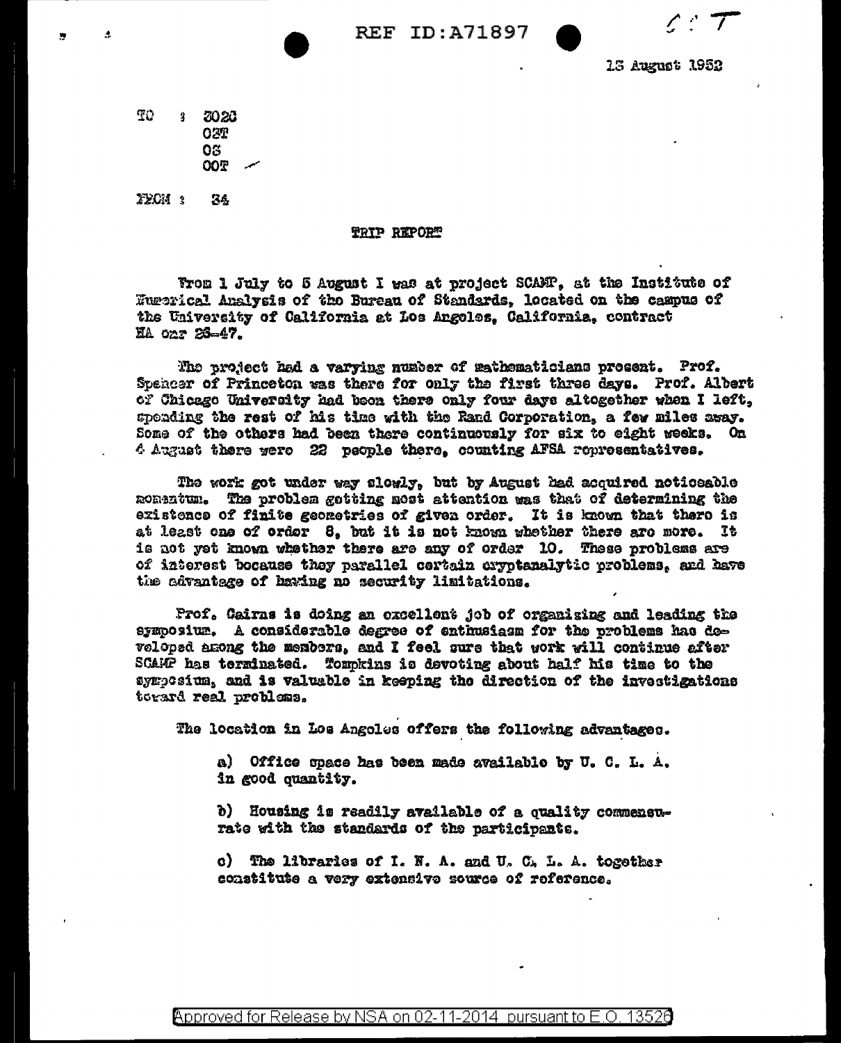13 August 1952

TO : 3020
 02T
 03
 00T

FROM : 34

## TRIP REPORT

From 1 July to 5 August I was at project SCAMP, at the Institute of Numerical Analysis of the Bureau of Standards, located on the campus of the University of California at Los Angeles, California, contract NA onr 26-47.

The project had a varying number of mathematicians present. Prof. Spencer of Princeton was there for only the first three days. Prof. Albert of Chicago University had been there only four days altogether when I left, spending the rest of his time with the Rand Corporation, a few miles away. Some of the others had been there continuously for six to eight weeks. On 4 August there were 22 people there, counting AFSA representatives.

The work got under way slowly, but by August had acquired noticeable momentum. The problem getting most attention was that of determining the existence of finite geometries of given order. It is known that there is at least one of order 8, but it is not known whether there are more. It is not yet known whether there are any of order 10. These problems are of interest because they parallel certain cryptanalytic problems, and have the advantage of having no security limitations.

Prof. Cairns is doing an excellent job of organizing and leading the symposium. A considerable degree of enthusiasm for the problems has developed among the members, and I feel sure that work will continue after SCAMP has terminated. Tompkins is devoting about half his time to the symposium, and is valuable in keeping the direction of the investigations toward real problems.

The location in Los Angeles offers the following advantages.

a) Office space has been made available by U. C. L. A. in good quantity.

b) Housing is readily available of a quality commensurate with the standards of the participants.

c) The libraries of I. N. A. and U. C. L. A. together constitute a very extensive source of reference.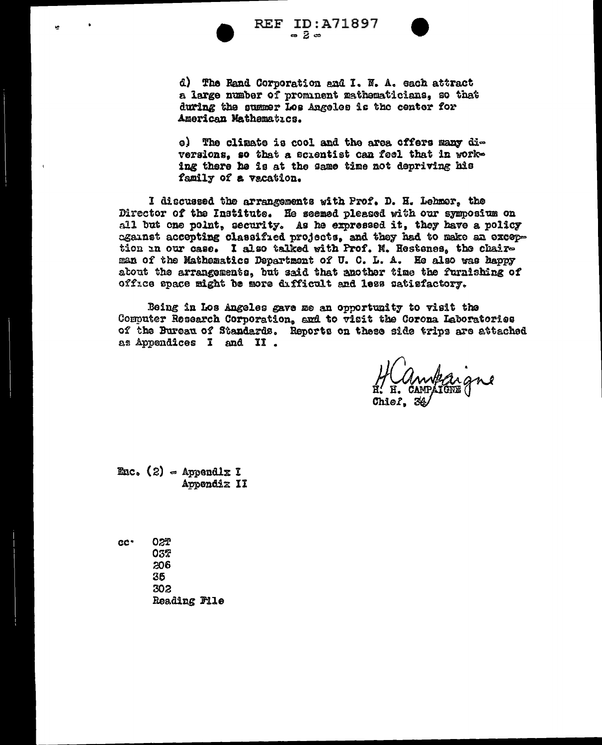d) The Rand Corporation and I. N. A. each attract a large number of prominent mathematicians, so that during the summer Los Angeles is the center for American Mathematics.

e) The climate is cool and the area offers many diversions, so that a scientist can feel that in working there he is at the same time not depriving his family of a vacation.

I discussed the arrangements with Prof. D. H. Lehmer, the Director of the Institute. He seemed pleased with our symposium on all but one point, security. As he expressed it, they have a policy against accepting classified projects, and they had to make an exception in our case. I also talked with Prof. M. Hestenes, the chairman of the Mathematics Department of U. C. L. A. He also was happy about the arrangements, but said that another time the furnishing of office space might be more difficult and less satisfactory.

Being in Los Angeles gave me an opportunity to visit the Computer Research Corporation, and to visit the Corona Laboratories of the Bureau of Standards. Reports on these side trips are attached as Appendices I and II .

H. H. CAMPAIGNE
Chief, 34

Enc. (2) - Appendix I
Appendix II

cc: 02T
03T
206
35
302
Reading File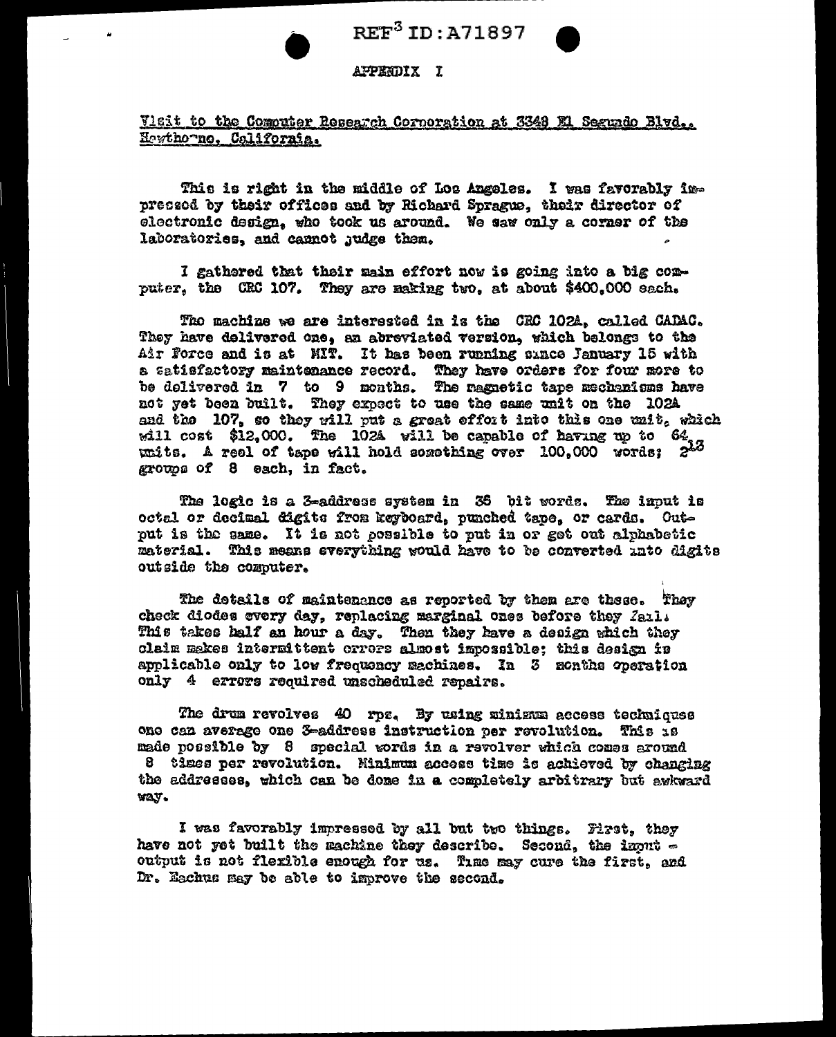# APPENDIX I

Visit to the Computer Research Corporation at 3348 El Segundo Blvd., Hawthorne, California.

This is right in the middle of Los Angeles. I was favorably impressed by their offices and by Richard Sprague, their director of electronic design, who took us around. We saw only a corner of the laboratories, and cannot judge them.

I gathered that their main effort now is going into a big computer, the CRC 107. They are making two, at about $400,000 each.

The machine we are interested in is the CRC 102A, called CADAC. They have delivered one, an abreviated version, which belongs to the Air Force and is at MIT. It has been running since January 15 with a satisfactory maintenance record. They have orders for four more to be delivered in 7 to 9 months. The magnetic tape mechanisms have not yet been built. They expect to use the same unit on the 102A and the 107, so they will put a great effort into this one unit, which will cost $12,000. The 102A will be capable of having up to 64 units. A reel of tape will hold something over 100,000 words; $2^{13}$ groups of 8 each, in fact.

The logic is a 3-address system in 36 bit words. The input is octal or decimal digits from keyboard, punched tape, or cards. Output is the same. It is not possible to put in or get out alphabetic material. This means everything would have to be converted into digits outside the computer.

The details of maintenance as reported by them are these. They check diodes every day, replacing marginal ones before they fail. This takes half an hour a day. Then they have a design which they claim makes intermittent errors almost impossible; this design is applicable only to low frequency machines. In 3 months operation only 4 errors required unscheduled repairs.

The drum revolves 40 rps. By using minimum access techniques one can average one 3-address instruction per revolution. This is made possible by 8 special words in a revolver which comes around 8 times per revolution. Minimum access time is achieved by changing the addresses, which can be done in a completely arbitrary but awkward way.

I was favorably impressed by all but two things. First, they have not yet built the machine they describe. Second, the input - output is not flexible enough for us. Time may cure the first, and Dr. Eachus may be able to improve the second.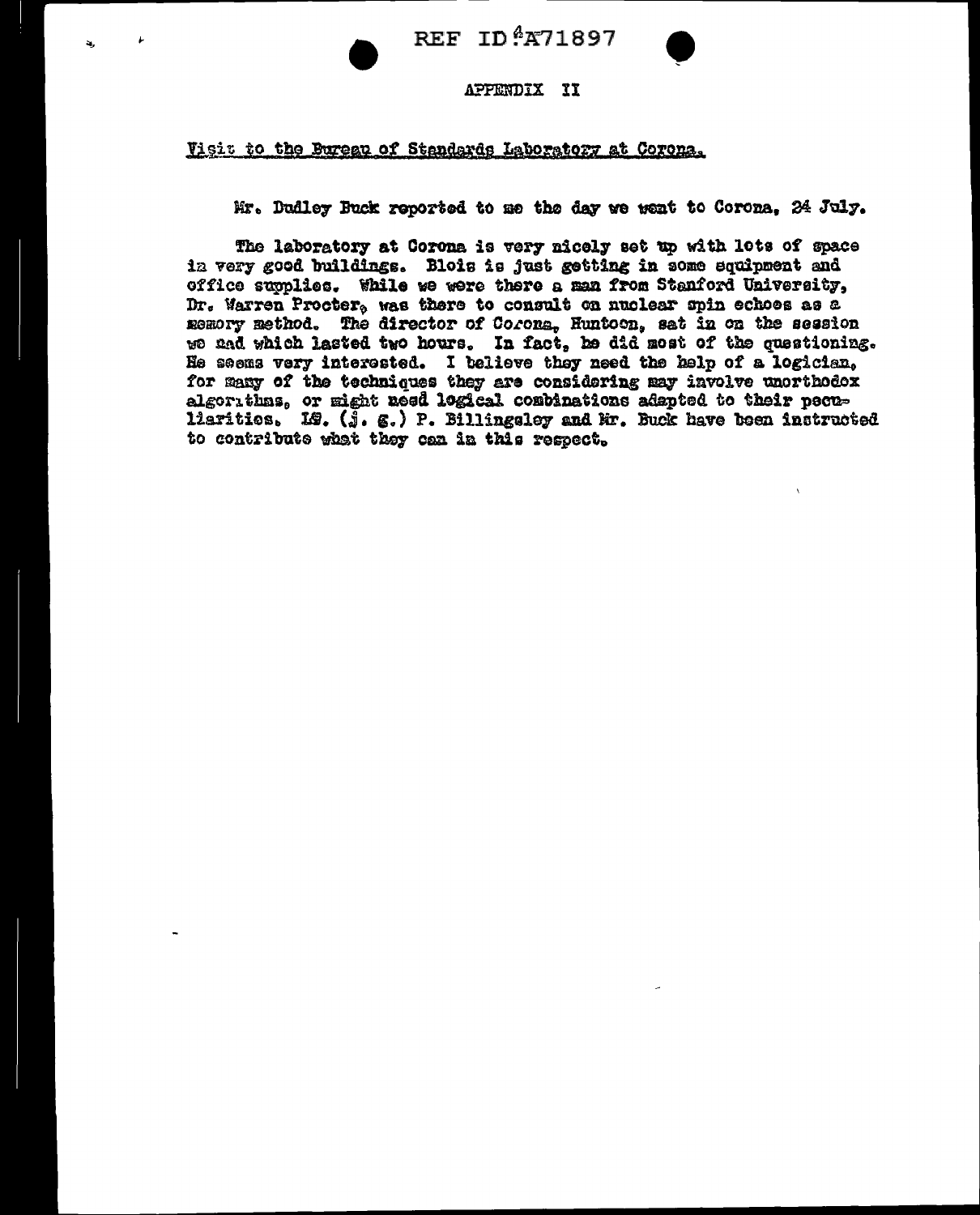REF ID:A71897

APPENDIX II

Visit to the Bureau of Standards Laboratory at Corona.

Mr. Dudley Buck reported to me the day we went to Corona, 24 July.

The laboratory at Corona is very nicely set up with lots of space in very good buildings. Blois is just getting in some equipment and office supplies. While we were there a man from Stanford University, Dr. Warren Procter, was there to consult on nuclear spin echoes as a memory method. The director of Corona, Huntoon, sat in on the session we had which lasted two hours. In fact, he did most of the questioning. He seems very interested. I believe they need the help of a logician, for many of the techniques they are considering may involve unorthodox algorithms, or might need logical combinations adapted to their peculiarities. LT. (j. g.) P. Billingsley and Mr. Buck have been instructed to contribute what they can in this respect.